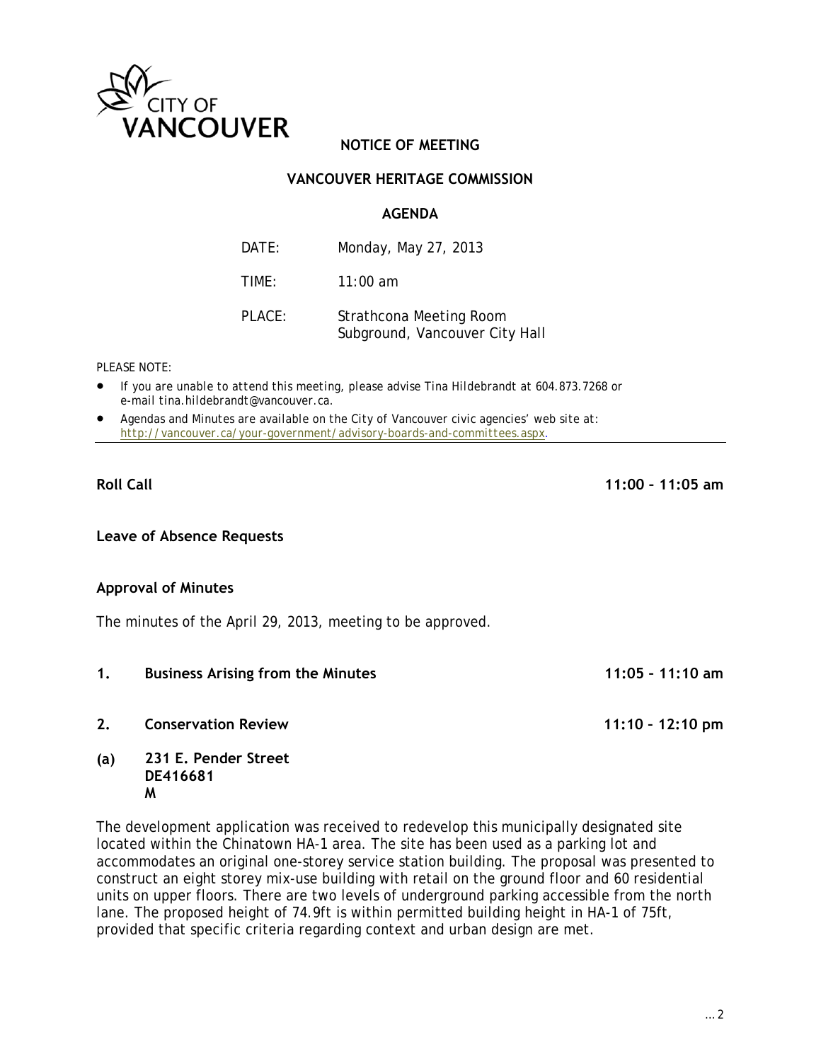CITY OF VANCOUVER

# NOTICE OF MEETING

## VANCOUVER HERITAGE COMMISSION

### AGENDA

| | |
|---|---|
| DATE: | Monday, May 27, 2013 |
| TIME: | 11:00 am |
| PLACE: | Strathcona Meeting Room<br>Subground, Vancouver City Hall |

*PLEASE NOTE:*

- *If you are unable to attend this meeting, please advise Tina Hildebrandt at 604.873.7268 or e-mail tina.hildebrandt@vancouver.ca.*
- *Agendas and Minutes are available on the City of Vancouver civic agencies' web site at: http://vancouver.ca/your-government/advisory-boards-and-committees.aspx.*

---

**Roll Call** **11:00 – 11:05 am**

**Leave of Absence Requests**

**Approval of Minutes**

The minutes of the April 29, 2013, meeting to be approved.

**1. Business Arising from the Minutes** **11:05 – 11:10 am**

**2. Conservation Review** **11:10 – 12:10 pm**

**(a) 231 E. Pender Street**
**DE416681**
**M**

The development application was received to redevelop this municipally designated site located within the Chinatown HA-1 area. The site has been used as a parking lot and accommodates an original one-storey service station building. The proposal was presented to construct an eight storey mix-use building with retail on the ground floor and 60 residential units on upper floors. There are two levels of underground parking accessible from the north lane. The proposed height of 74.9ft is within permitted building height in HA-1 of 75ft, provided that specific criteria regarding context and urban design are met.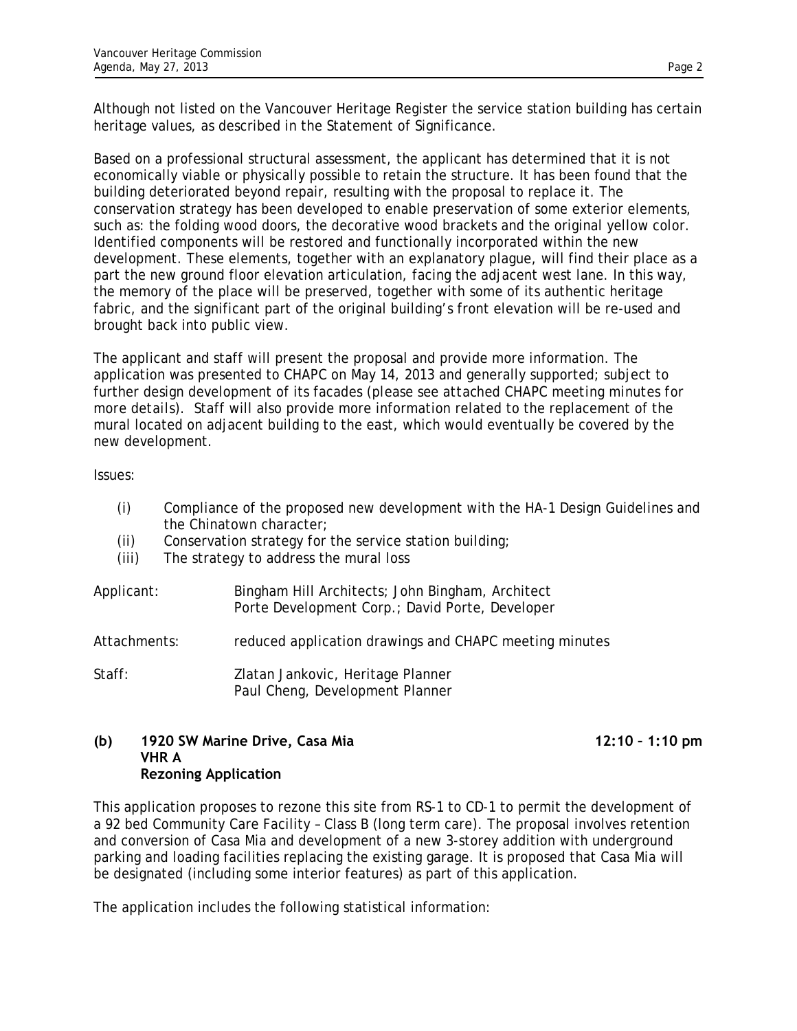Although not listed on the Vancouver Heritage Register the service station building has certain heritage values, as described in the Statement of Significance.

Based on a professional structural assessment, the applicant has determined that it is not economically viable or physically possible to retain the structure. It has been found that the building deteriorated beyond repair, resulting with the proposal to replace it. The conservation strategy has been developed to enable preservation of some exterior elements, such as: the folding wood doors, the decorative wood brackets and the original yellow color. Identified components will be restored and functionally incorporated within the new development. These elements, together with an explanatory plaque, will find their place as a part the new ground floor elevation articulation, facing the adjacent west lane. In this way, the memory of the place will be preserved, together with some of its authentic heritage fabric, and the significant part of the original building's front elevation will be re-used and brought back into public view.

The applicant and staff will present the proposal and provide more information. The application was presented to CHAPC on May 14, 2013 and generally supported; subject to further design development of its facades (please see attached CHAPC meeting minutes for more details). Staff will also provide more information related to the replacement of the mural located on adjacent building to the east, which would eventually be covered by the new development.

Issues:

(i) Compliance of the proposed new development with the HA-1 Design Guidelines and the Chinatown character;
(ii) Conservation strategy for the service station building;
(iii) The strategy to address the mural loss

Applicant: Bingham Hill Architects; John Bingham, Architect
Porte Development Corp.; David Porte, Developer

Attachments: reduced application drawings and CHAPC meeting minutes

Staff: Zlatan Jankovic, Heritage Planner
Paul Cheng, Development Planner

**(b) 1920 SW Marine Drive, Casa Mia** **12:10 – 1:10 pm**
**VHR A**
**Rezoning Application**

This application proposes to rezone this site from RS-1 to CD-1 to permit the development of a 92 bed Community Care Facility – Class B (long term care). The proposal involves retention and conversion of Casa Mia and development of a new 3-storey addition with underground parking and loading facilities replacing the existing garage. It is proposed that Casa Mia will be designated (including some interior features) as part of this application.

The application includes the following statistical information: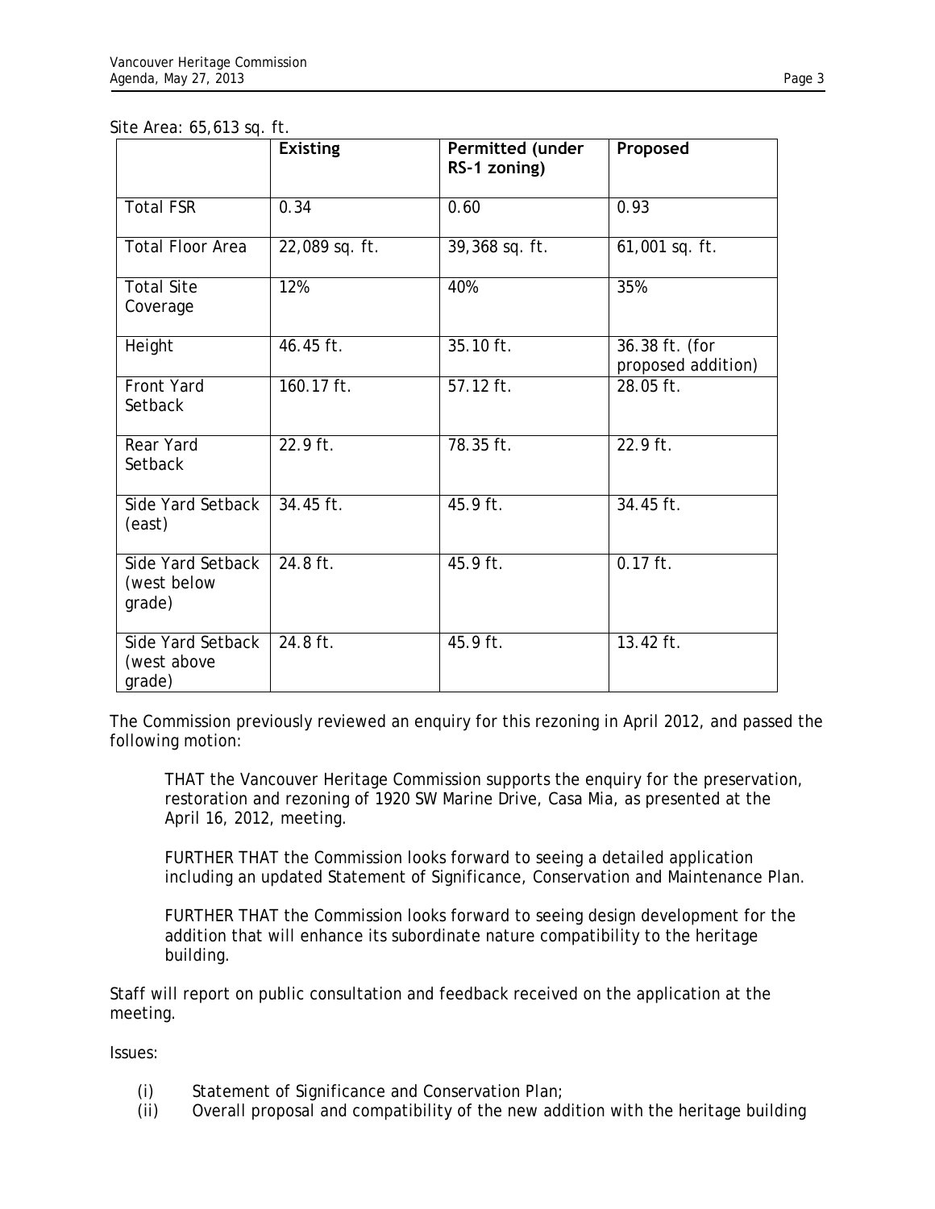Site Area: 65,613 sq. ft.

| | Existing | Permitted (under RS-1 zoning) | Proposed |
|---|---|---|---|
| Total FSR | 0.34 | 0.60 | 0.93 |
| Total Floor Area | 22,089 sq. ft. | 39,368 sq. ft. | 61,001 sq. ft. |
| Total Site Coverage | 12% | 40% | 35% |
| Height | 46.45 ft. | 35.10 ft. | 36.38 ft. (for proposed addition) |
| Front Yard Setback | 160.17 ft. | 57.12 ft. | 28.05 ft. |
| Rear Yard Setback | 22.9 ft. | 78.35 ft. | 22.9 ft. |
| Side Yard Setback (east) | 34.45 ft. | 45.9 ft. | 34.45 ft. |
| Side Yard Setback (west below grade) | 24.8 ft. | 45.9 ft. | 0.17 ft. |
| Side Yard Setback (west above grade) | 24.8 ft. | 45.9 ft. | 13.42 ft. |

The Commission previously reviewed an enquiry for this rezoning in April 2012, and passed the following motion:

> THAT the Vancouver Heritage Commission supports the enquiry for the preservation, restoration and rezoning of 1920 SW Marine Drive, Casa Mia, as presented at the April 16, 2012, meeting.
>
> FURTHER THAT the Commission looks forward to seeing a detailed application including an updated Statement of Significance, Conservation and Maintenance Plan.
>
> FURTHER THAT the Commission looks forward to seeing design development for the addition that will enhance its subordinate nature compatibility to the heritage building.

Staff will report on public consultation and feedback received on the application at the meeting.

Issues:

(i) Statement of Significance and Conservation Plan;
(ii) Overall proposal and compatibility of the new addition with the heritage building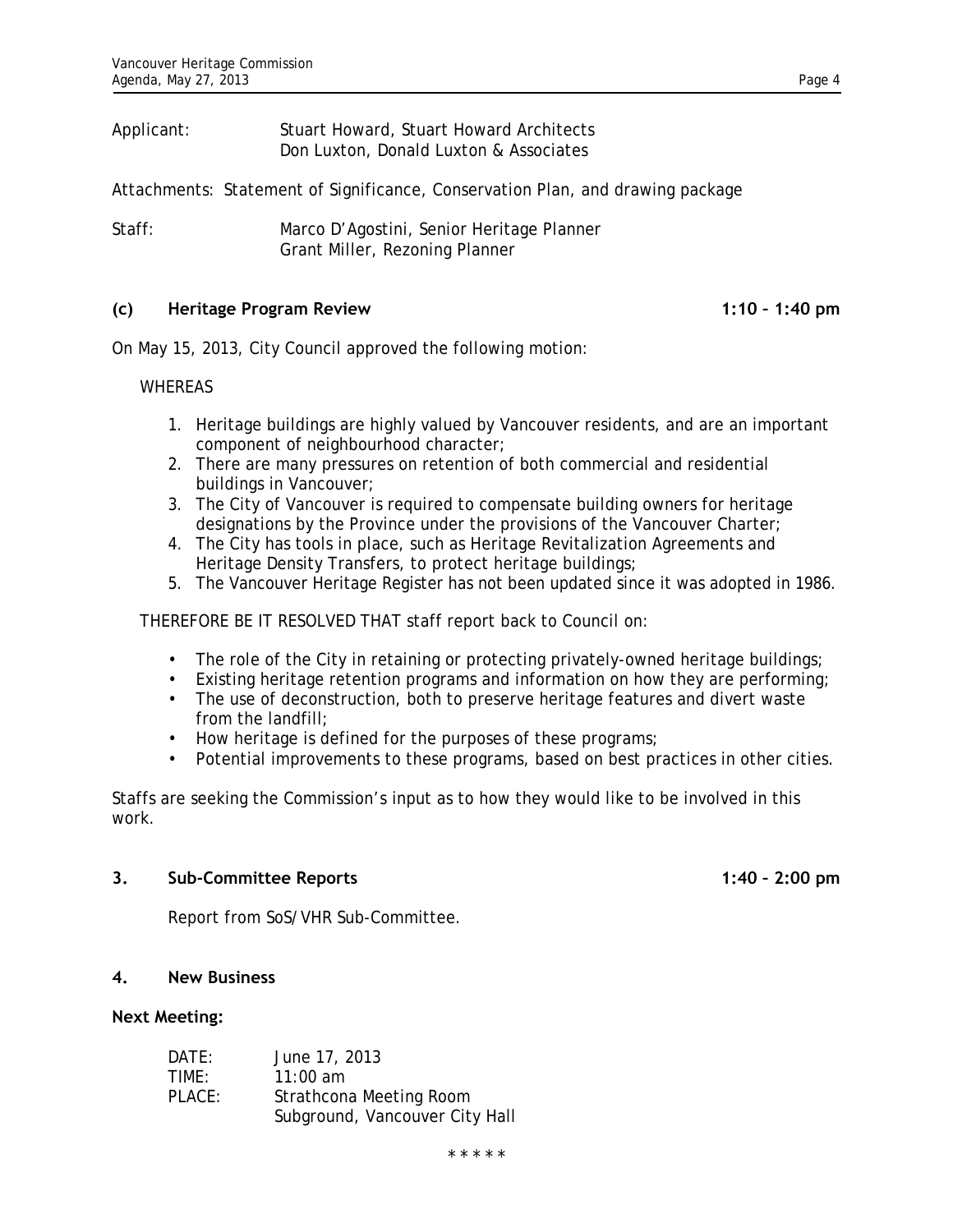Applicant: Stuart Howard, Stuart Howard Architects
Don Luxton, Donald Luxton & Associates

Attachments: Statement of Significance, Conservation Plan, and drawing package

Staff: Marco D'Agostini, Senior Heritage Planner
Grant Miller, Rezoning Planner

### (c) Heritage Program Review 1:10 – 1:40 pm

On May 15, 2013, City Council approved the following motion:

WHEREAS

1. Heritage buildings are highly valued by Vancouver residents, and are an important component of neighbourhood character;
2. There are many pressures on retention of both commercial and residential buildings in Vancouver;
3. The City of Vancouver is required to compensate building owners for heritage designations by the Province under the provisions of the Vancouver Charter;
4. The City has tools in place, such as Heritage Revitalization Agreements and Heritage Density Transfers, to protect heritage buildings;
5. The Vancouver Heritage Register has not been updated since it was adopted in 1986.

THEREFORE BE IT RESOLVED THAT staff report back to Council on:

- The role of the City in retaining or protecting privately-owned heritage buildings;
- Existing heritage retention programs and information on how they are performing;
- The use of deconstruction, both to preserve heritage features and divert waste from the landfill;
- How heritage is defined for the purposes of these programs;
- Potential improvements to these programs, based on best practices in other cities.

Staffs are seeking the Commission's input as to how they would like to be involved in this work.

## 3. Sub-Committee Reports 1:40 – 2:00 pm

Report from SoS/VHR Sub-Committee.

## 4. New Business

**Next Meeting:**

DATE: June 17, 2013
TIME: 11:00 am
PLACE: Strathcona Meeting Room
Subground, Vancouver City Hall

\* \* \* \* \*